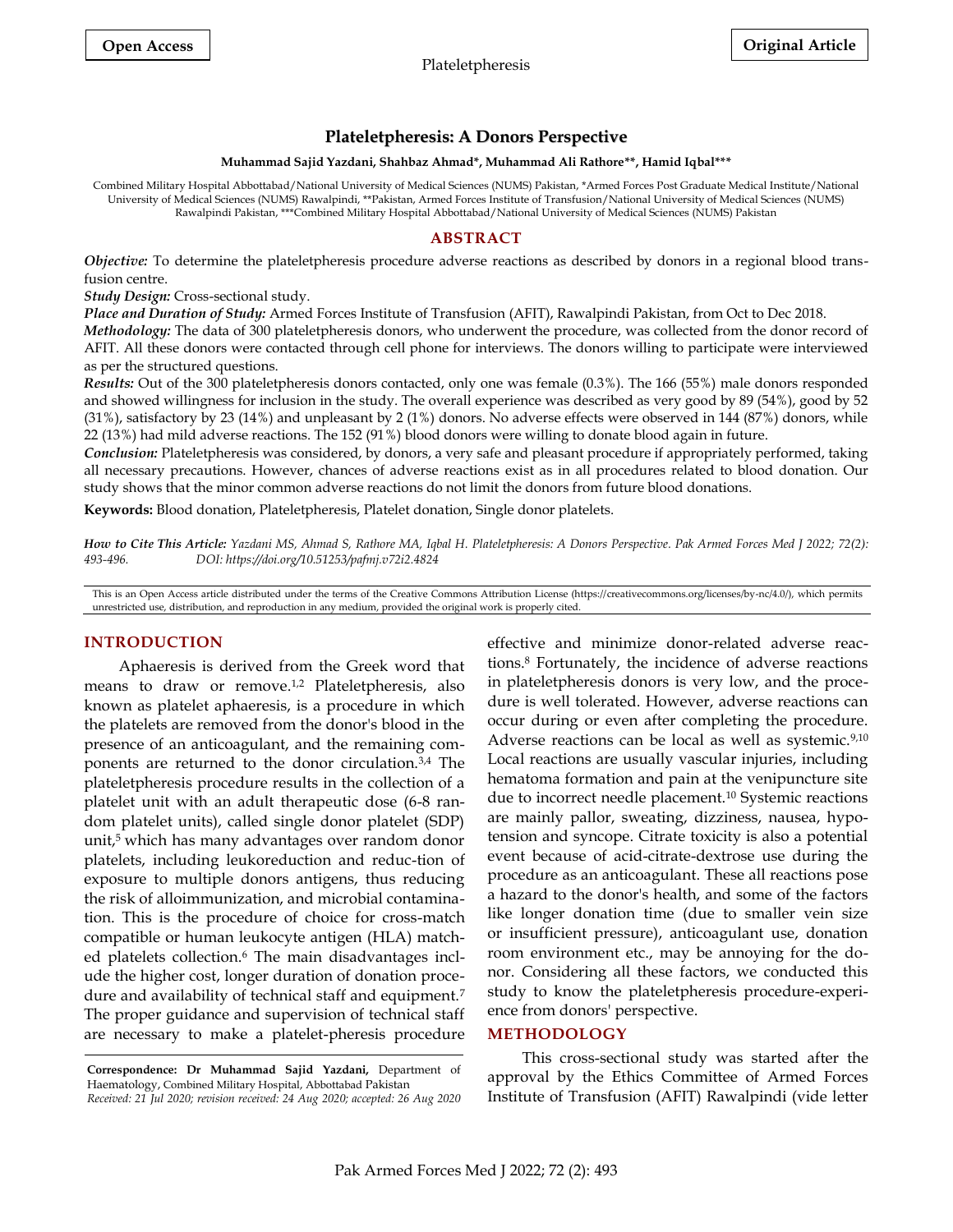Open Access

Original Article

# Plateletpheresis: A Donors Perspective

**Muhammad Sajid Yazdani, Shahbaz Ahmad\*, Muhammad Ali Rathore\*\*, Hamid Iqbal\*\*\***

Combined Military Hospital Abbottabad/National University of Medical Sciences (NUMS) Pakistan, \*Armed Forces Post Graduate Medical Institute/National University of Medical Sciences (NUMS) Rawalpindi, \*\*Pakistan, Armed Forces Institute of Transfusion/National University of Medical Sciences (NUMS) Rawalpindi Pakistan, \*\*\*Combined Military Hospital Abbottabad/National University of Medical Sciences (NUMS) Pakistan

## ABSTRACT

***Objective:*** To determine the plateletpheresis procedure adverse reactions as described by donors in a regional blood transfusion centre.

***Study Design:*** Cross-sectional study.

***Place and Duration of Study:*** Armed Forces Institute of Transfusion (AFIT), Rawalpindi Pakistan, from Oct to Dec 2018.

***Methodology:*** The data of 300 plateletpheresis donors, who underwent the procedure, was collected from the donor record of AFIT. All these donors were contacted through cell phone for interviews. The donors willing to participate were interviewed as per the structured questions.

***Results:*** Out of the 300 plateletpheresis donors contacted, only one was female (0.3%). The 166 (55%) male donors responded and showed willingness for inclusion in the study. The overall experience was described as very good by 89 (54%), good by 52 (31%), satisfactory by 23 (14%) and unpleasant by 2 (1%) donors. No adverse effects were observed in 144 (87%) donors, while 22 (13%) had mild adverse reactions. The 152 (91%) blood donors were willing to donate blood again in future.

***Conclusion:*** Plateletpheresis was considered, by donors, a very safe and pleasant procedure if appropriately performed, taking all necessary precautions. However, chances of adverse reactions exist as in all procedures related to blood donation. Our study shows that the minor common adverse reactions do not limit the donors from future blood donations.

**Keywords:** Blood donation, Plateletpheresis, Platelet donation, Single donor platelets.

***How to Cite This Article:*** *Yazdani MS, Ahmad S, Rathore MA, Iqbal H. Plateletpheresis: A Donors Perspective. Pak Armed Forces Med J 2022; 72(2): 493-496. DOI: https://doi.org/10.51253/pafmj.v72i2.4824*

This is an Open Access article distributed under the terms of the Creative Commons Attribution License (https://creativecommons.org/licenses/by-nc/4.0/), which permits unrestricted use, distribution, and reproduction in any medium, provided the original work is properly cited.

## INTRODUCTION

Aphaeresis is derived from the Greek word that means to draw or remove.[1,2] Plateletpheresis, also known as platelet aphaeresis, is a procedure in which the platelets are removed from the donor's blood in the presence of an anticoagulant, and the remaining components are returned to the donor circulation.[3,4] The plateletpheresis procedure results in the collection of a platelet unit with an adult therapeutic dose (6-8 random platelet units), called single donor platelet (SDP) unit,[5] which has many advantages over random donor platelets, including leukoreduction and reduc-tion of exposure to multiple donors antigens, thus reducing the risk of alloimmunization, and microbial contamination. This is the procedure of choice for cross-match compatible or human leukocyte antigen (HLA) matched platelets collection.[6] The main disadvantages include the higher cost, longer duration of donation procedure and availability of technical staff and equipment.[7] The proper guidance and supervision of technical staff are necessary to make a platelet-pheresis procedure effective and minimize donor-related adverse reactions.[8] Fortunately, the incidence of adverse reactions in plateletpheresis donors is very low, and the procedure is well tolerated. However, adverse reactions can occur during or even after completing the procedure. Adverse reactions can be local as well as systemic.[9,10] Local reactions are usually vascular injuries, including hematoma formation and pain at the venipuncture site due to incorrect needle placement.[10] Systemic reactions are mainly pallor, sweating, dizziness, nausea, hypotension and syncope. Citrate toxicity is also a potential event because of acid-citrate-dextrose use during the procedure as an anticoagulant. These all reactions pose a hazard to the donor's health, and some of the factors like longer donation time (due to smaller vein size or insufficient pressure), anticoagulant use, donation room environment etc., may be annoying for the donor. Considering all these factors, we conducted this study to know the plateletpheresis procedure-experience from donors' perspective.

## METHODOLOGY

This cross-sectional study was started after the approval by the Ethics Committee of Armed Forces Institute of Transfusion (AFIT) Rawalpindi (vide letter

**Correspondence: Dr Muhammad Sajid Yazdani,** Department of Haematology, Combined Military Hospital, Abbottabad Pakistan
*Received: 21 Jul 2020; revision received: 24 Aug 2020; accepted: 26 Aug 2020*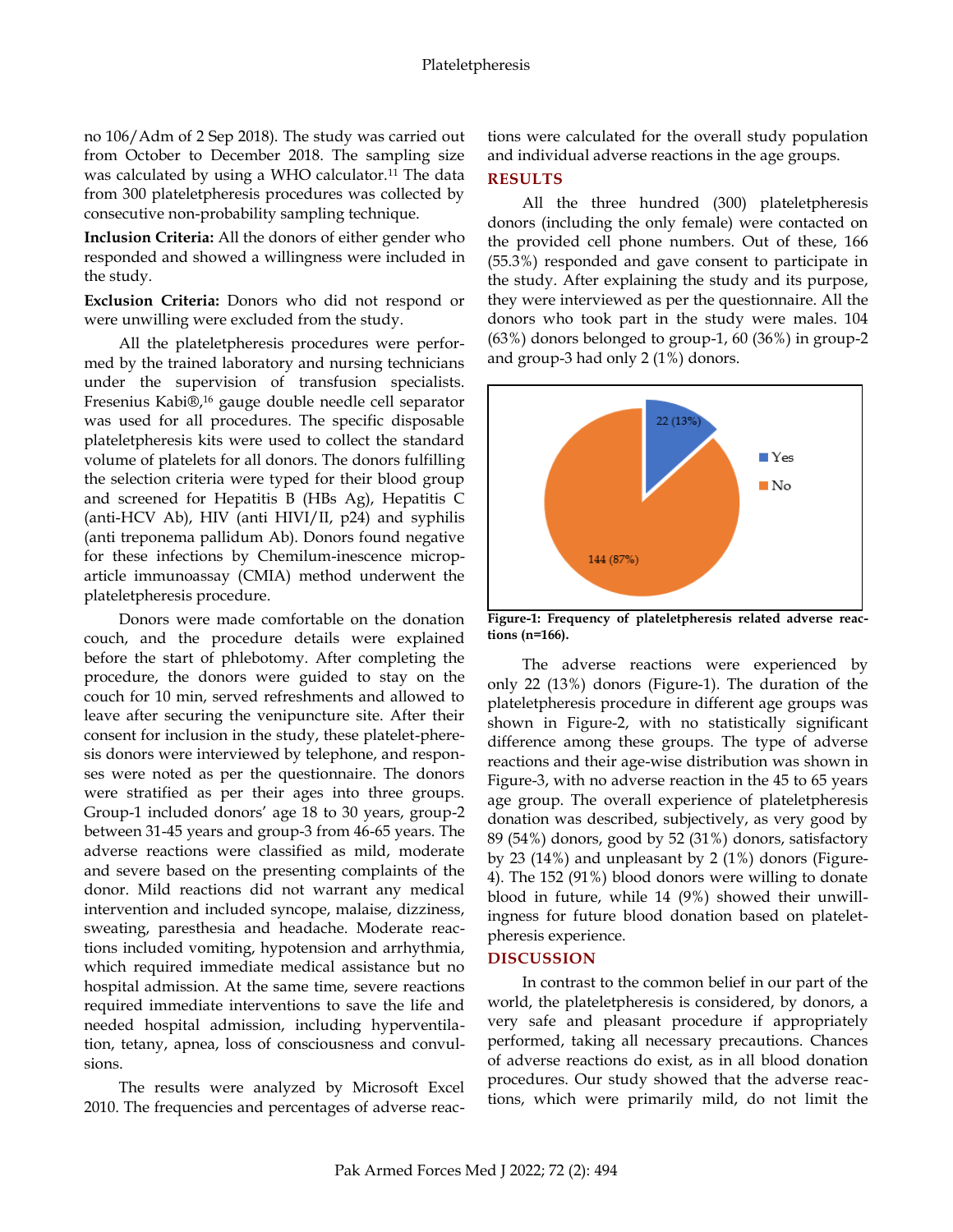no 106/Adm of 2 Sep 2018). The study was carried out from October to December 2018. The sampling size was calculated by using a WHO calculator.[11] The data from 300 plateletpheresis procedures was collected by consecutive non-probability sampling technique.

**Inclusion Criteria:** All the donors of either gender who responded and showed a willingness were included in the study.

**Exclusion Criteria:** Donors who did not respond or were unwilling were excluded from the study.

All the plateletpheresis procedures were performed by the trained laboratory and nursing technicians under the supervision of transfusion specialists. Fresenius Kabi®,[16] gauge double needle cell separator was used for all procedures. The specific disposable plateletpheresis kits were used to collect the standard volume of platelets for all donors. The donors fulfilling the selection criteria were typed for their blood group and screened for Hepatitis B (HBs Ag), Hepatitis C (anti-HCV Ab), HIV (anti HIVI/II, p24) and syphilis (anti treponema pallidum Ab). Donors found negative for these infections by Chemilum-inescence microparticle immunoassay (CMIA) method underwent the plateletpheresis procedure.

Donors were made comfortable on the donation couch, and the procedure details were explained before the start of phlebotomy. After completing the procedure, the donors were guided to stay on the couch for 10 min, served refreshments and allowed to leave after securing the venipuncture site. After their consent for inclusion in the study, these platelet-pheresis donors were interviewed by telephone, and responses were noted as per the questionnaire. The donors were stratified as per their ages into three groups. Group-1 included donors' age 18 to 30 years, group-2 between 31-45 years and group-3 from 46-65 years. The adverse reactions were classified as mild, moderate and severe based on the presenting complaints of the donor. Mild reactions did not warrant any medical intervention and included syncope, malaise, dizziness, sweating, paresthesia and headache. Moderate reactions included vomiting, hypotension and arrhythmia, which required immediate medical assistance but no hospital admission. At the same time, severe reactions required immediate interventions to save the life and needed hospital admission, including hyperventilation, tetany, apnea, loss of consciousness and convulsions.

The results were analyzed by Microsoft Excel 2010. The frequencies and percentages of adverse reactions were calculated for the overall study population and individual adverse reactions in the age groups.

## RESULTS

All the three hundred (300) plateletpheresis donors (including the only female) were contacted on the provided cell phone numbers. Out of these, 166 (55.3%) responded and gave consent to participate in the study. After explaining the study and its purpose, they were interviewed as per the questionnaire. All the donors who took part in the study were males. 104 (63%) donors belonged to group-1, 60 (36%) in group-2 and group-3 had only 2 (1%) donors.

**Figure-1: Frequency of plateletpheresis related adverse reactions (n=166).**

The adverse reactions were experienced by only 22 (13%) donors (Figure-1). The duration of the plateletpheresis procedure in different age groups was shown in Figure-2, with no statistically significant difference among these groups. The type of adverse reactions and their age-wise distribution was shown in Figure-3, with no adverse reaction in the 45 to 65 years age group. The overall experience of plateletpheresis donation was described, subjectively, as very good by 89 (54%) donors, good by 52 (31%) donors, satisfactory by 23 (14%) and unpleasant by 2 (1%) donors (Figure-4). The 152 (91%) blood donors were willing to donate blood in future, while 14 (9%) showed their unwillingness for future blood donation based on plateletpheresis experience.

## DISCUSSION

In contrast to the common belief in our part of the world, the plateletpheresis is considered, by donors, a very safe and pleasant procedure if appropriately performed, taking all necessary precautions. Chances of adverse reactions do exist, as in all blood donation procedures. Our study showed that the adverse reactions, which were primarily mild, do not limit the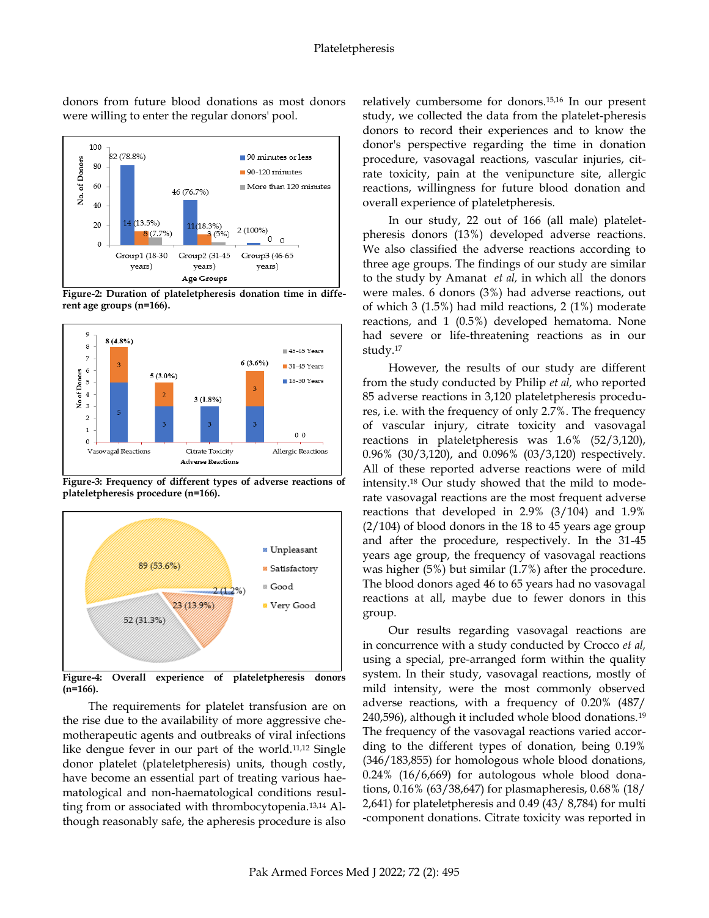donors from future blood donations as most donors were willing to enter the regular donors' pool.

**Figure-2: Duration of plateletpheresis donation time in different age groups (n=166).**

**Figure-3: Frequency of different types of adverse reactions of plateletpheresis procedure (n=166).**

**Figure-4: Overall experience of plateletpheresis donors (n=166).**

The requirements for platelet transfusion are on the rise due to the availability of more aggressive chemotherapeutic agents and outbreaks of viral infections like dengue fever in our part of the world.[11,12] Single donor platelet (plateletpheresis) units, though costly, have become an essential part of treating various haematological and non-haematological conditions resulting from or associated with thrombocytopenia.[13,14] Although reasonably safe, the apheresis procedure is also relatively cumbersome for donors.[15,16] In our present study, we collected the data from the platelet-pheresis donors to record their experiences and to know the donor's perspective regarding the time in donation procedure, vasovagal reactions, vascular injuries, citrate toxicity, pain at the venipuncture site, allergic reactions, willingness for future blood donation and overall experience of plateletpheresis.

In our study, 22 out of 166 (all male) plateletpheresis donors (13%) developed adverse reactions. We also classified the adverse reactions according to three age groups. The findings of our study are similar to the study by Amanat *et al*, in which all the donors were males. 6 donors (3%) had adverse reactions, out of which 3 (1.5%) had mild reactions, 2 (1%) moderate reactions, and 1 (0.5%) developed hematoma. None had severe or life-threatening reactions as in our study.[17]

However, the results of our study are different from the study conducted by Philip *et al,* who reported 85 adverse reactions in 3,120 plateletpheresis procedures, i.e. with the frequency of only 2.7%. The frequency of vascular injury, citrate toxicity and vasovagal reactions in plateletpheresis was 1.6% (52/3,120), 0.96% (30/3,120), and 0.096% (03/3,120) respectively. All of these reported adverse reactions were of mild intensity.[18] Our study showed that the mild to moderate vasovagal reactions are the most frequent adverse reactions that developed in 2.9% (3/104) and 1.9% (2/104) of blood donors in the 18 to 45 years age group and after the procedure, respectively. In the 31-45 years age group, the frequency of vasovagal reactions was higher (5%) but similar (1.7%) after the procedure. The blood donors aged 46 to 65 years had no vasovagal reactions at all, maybe due to fewer donors in this group.

Our results regarding vasovagal reactions are in concurrence with a study conducted by Crocco *et al,* using a special, pre-arranged form within the quality system. In their study, vasovagal reactions, mostly of mild intensity, were the most commonly observed adverse reactions, with a frequency of 0.20% (487/240,596), although it included whole blood donations.[19] The frequency of the vasovagal reactions varied according to the different types of donation, being 0.19% (346/183,855) for homologous whole blood donations, 0.24% (16/6,669) for autologous whole blood donations, 0.16% (63/38,647) for plasmapheresis, 0.68% (18/2,641) for plateletpheresis and 0.49 (43/ 8,784) for multi-component donations. Citrate toxicity was reported in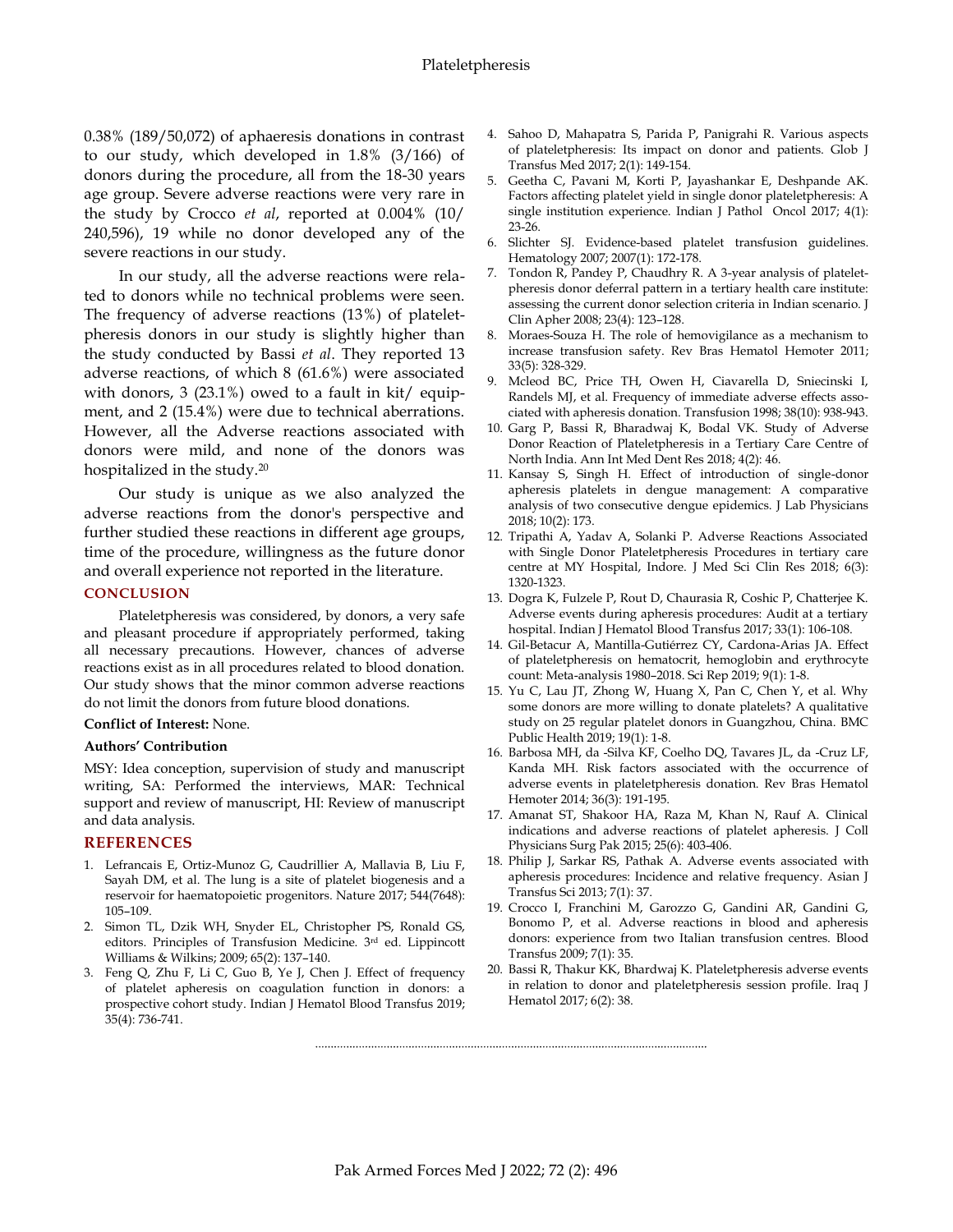0.38% (189/50,072) of aphaeresis donations in contrast to our study, which developed in 1.8% (3/166) of donors during the procedure, all from the 18-30 years age group. Severe adverse reactions were very rare in the study by Crocco *et al*, reported at 0.004% (10/ 240,596), 19 while no donor developed any of the severe reactions in our study.

In our study, all the adverse reactions were related to donors while no technical problems were seen. The frequency of adverse reactions (13%) of plateletpheresis donors in our study is slightly higher than the study conducted by Bassi *et al*. They reported 13 adverse reactions, of which 8 (61.6%) were associated with donors, 3 (23.1%) owed to a fault in kit/ equipment, and 2 (15.4%) were due to technical aberrations. However, all the Adverse reactions associated with donors were mild, and none of the donors was hospitalized in the study.[20]

Our study is unique as we also analyzed the adverse reactions from the donor's perspective and further studied these reactions in different age groups, time of the procedure, willingness as the future donor and overall experience not reported in the literature.

## CONCLUSION

Plateletpheresis was considered, by donors, a very safe and pleasant procedure if appropriately performed, taking all necessary precautions. However, chances of adverse reactions exist as in all procedures related to blood donation. Our study shows that the minor common adverse reactions do not limit the donors from future blood donations.

**Conflict of Interest:** None.

**Authors' Contribution**

MSY: Idea conception, supervision of study and manuscript writing, SA: Performed the interviews, MAR: Technical support and review of manuscript, HI: Review of manuscript and data analysis.

## REFERENCES

1. Lefrancais E, Ortiz-Munoz G, Caudrillier A, Mallavia B, Liu F, Sayah DM, et al. The lung is a site of platelet biogenesis and a reservoir for haematopoietic progenitors. Nature 2017; 544(7648): 105–109.
2. Simon TL, Dzik WH, Snyder EL, Christopher PS, Ronald GS, editors. Principles of Transfusion Medicine. 3rd ed. Lippincott Williams & Wilkins; 2009; 65(2): 137–140.
3. Feng Q, Zhu F, Li C, Guo B, Ye J, Chen J. Effect of frequency of platelet apheresis on coagulation function in donors: a prospective cohort study. Indian J Hematol Blood Transfus 2019; 35(4): 736-741.
4. Sahoo D, Mahapatra S, Parida P, Panigrahi R. Various aspects of plateletpheresis: Its impact on donor and patients. Glob J Transfus Med 2017; 2(1): 149-154.
5. Geetha C, Pavani M, Korti P, Jayashankar E, Deshpande AK. Factors affecting platelet yield in single donor plateletpheresis: A single institution experience. Indian J Pathol Oncol 2017; 4(1): 23-26.
6. Slichter SJ. Evidence-based platelet transfusion guidelines. Hematology 2007; 2007(1): 172-178.
7. Tondon R, Pandey P, Chaudhry R. A 3-year analysis of plateletpheresis donor deferral pattern in a tertiary health care institute: assessing the current donor selection criteria in Indian scenario. J Clin Apher 2008; 23(4): 123–128.
8. Moraes-Souza H. The role of hemovigilance as a mechanism to increase transfusion safety. Rev Bras Hematol Hemoter 2011; 33(5): 328-329.
9. Mcleod BC, Price TH, Owen H, Ciavarella D, Sniecinski I, Randels MJ, et al. Frequency of immediate adverse effects associated with apheresis donation. Transfusion 1998; 38(10): 938-943.
10. Garg P, Bassi R, Bharadwaj K, Bodal VK. Study of Adverse Donor Reaction of Plateletpheresis in a Tertiary Care Centre of North India. Ann Int Med Dent Res 2018; 4(2): 46.
11. Kansay S, Singh H. Effect of introduction of single-donor apheresis platelets in dengue management: A comparative analysis of two consecutive dengue epidemics. J Lab Physicians 2018; 10(2): 173.
12. Tripathi A, Yadav A, Solanki P. Adverse Reactions Associated with Single Donor Plateletpheresis Procedures in tertiary care centre at MY Hospital, Indore. J Med Sci Clin Res 2018; 6(3): 1320-1323.
13. Dogra K, Fulzele P, Rout D, Chaurasia R, Coshic P, Chatterjee K. Adverse events during apheresis procedures: Audit at a tertiary hospital. Indian J Hematol Blood Transfus 2017; 33(1): 106-108.
14. Gil-Betacur A, Mantilla-Gutiérrez CY, Cardona-Arias JA. Effect of plateletpheresis on hematocrit, hemoglobin and erythrocyte count: Meta-analysis 1980–2018. Sci Rep 2019; 9(1): 1-8.
15. Yu C, Lau JT, Zhong W, Huang X, Pan C, Chen Y, et al. Why some donors are more willing to donate platelets? A qualitative study on 25 regular platelet donors in Guangzhou, China. BMC Public Health 2019; 19(1): 1-8.
16. Barbosa MH, da -Silva KF, Coelho DQ, Tavares JL, da -Cruz LF, Kanda MH. Risk factors associated with the occurrence of adverse events in plateletpheresis donation. Rev Bras Hematol Hemoter 2014; 36(3): 191-195.
17. Amanat ST, Shakoor HA, Raza M, Khan N, Rauf A. Clinical indications and adverse reactions of platelet apheresis. J Coll Physicians Surg Pak 2015; 25(6): 403-406.
18. Philip J, Sarkar RS, Pathak A. Adverse events associated with apheresis procedures: Incidence and relative frequency. Asian J Transfus Sci 2013; 7(1): 37.
19. Crocco I, Franchini M, Garozzo G, Gandini AR, Gandini G, Bonomo P, et al. Adverse reactions in blood and apheresis donors: experience from two Italian transfusion centres. Blood Transfus 2009; 7(1): 35.
20. Bassi R, Thakur KK, Bhardwaj K. Plateletpheresis adverse events in relation to donor and plateletpheresis session profile. Iraq J Hematol 2017; 6(2): 38.